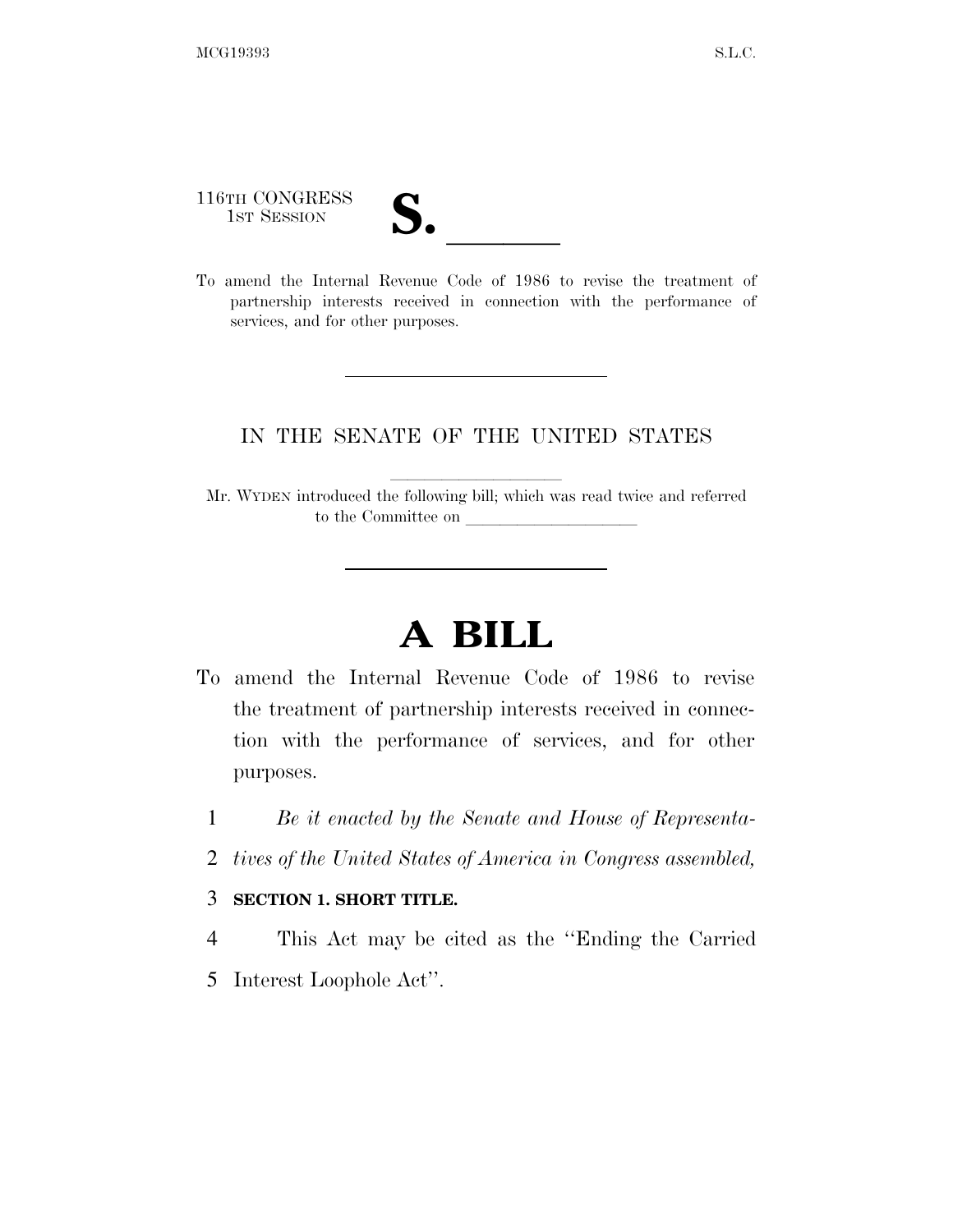116TH CONGRESS
1ST SESSION

# S. ______

To amend the Internal Revenue Code of 1986 to revise the treatment of partnership interests received in connection with the performance of services, and for other purposes.

---

IN THE SENATE OF THE UNITED STATES

Mr. WYDEN introduced the following bill; which was read twice and referred to the Committee on ____________________

---

# A BILL

To amend the Internal Revenue Code of 1986 to revise the treatment of partnership interests received in connection with the performance of services, and for other purposes.

1 *Be it enacted by the Senate and House of Representa-*
2 *tives of the United States of America in Congress assembled,*

3 **SECTION 1. SHORT TITLE.**

4 This Act may be cited as the "Ending the Carried
5 Interest Loophole Act".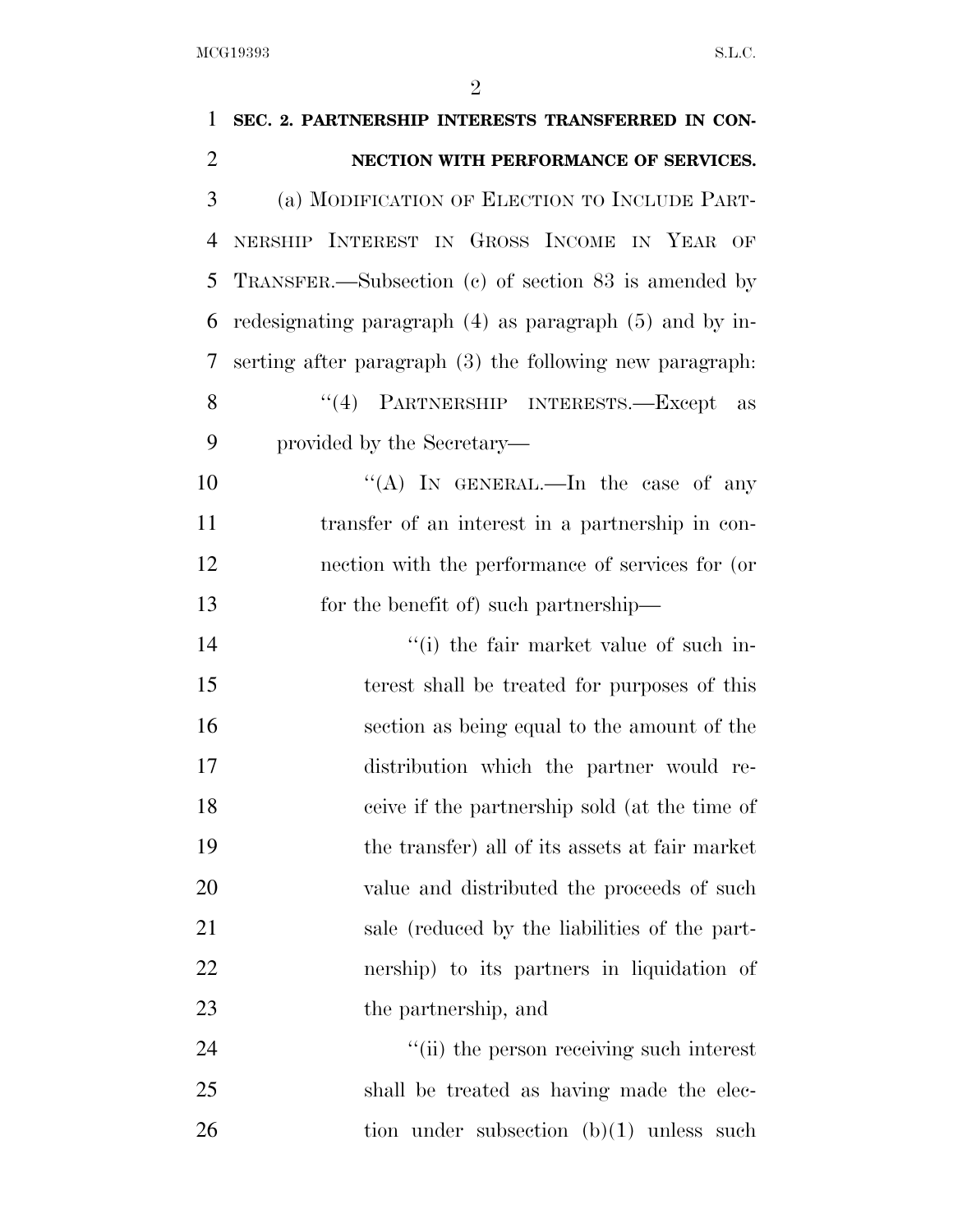**SEC. 2. PARTNERSHIP INTERESTS TRANSFERRED IN CONNECTION WITH PERFORMANCE OF SERVICES.**

(a) MODIFICATION OF ELECTION TO INCLUDE PARTNERSHIP INTEREST IN GROSS INCOME IN YEAR OF TRANSFER.—Subsection (c) of section 83 is amended by redesignating paragraph (4) as paragraph (5) and by inserting after paragraph (3) the following new paragraph:

"(4) PARTNERSHIP INTERESTS.—Except as provided by the Secretary—

"(A) IN GENERAL.—In the case of any transfer of an interest in a partnership in connection with the performance of services for (or for the benefit of) such partnership—

"(i) the fair market value of such interest shall be treated for purposes of this section as being equal to the amount of the distribution which the partner would receive if the partnership sold (at the time of the transfer) all of its assets at fair market value and distributed the proceeds of such sale (reduced by the liabilities of the partnership) to its partners in liquidation of the partnership, and

"(ii) the person receiving such interest shall be treated as having made the election under subsection (b)(1) unless such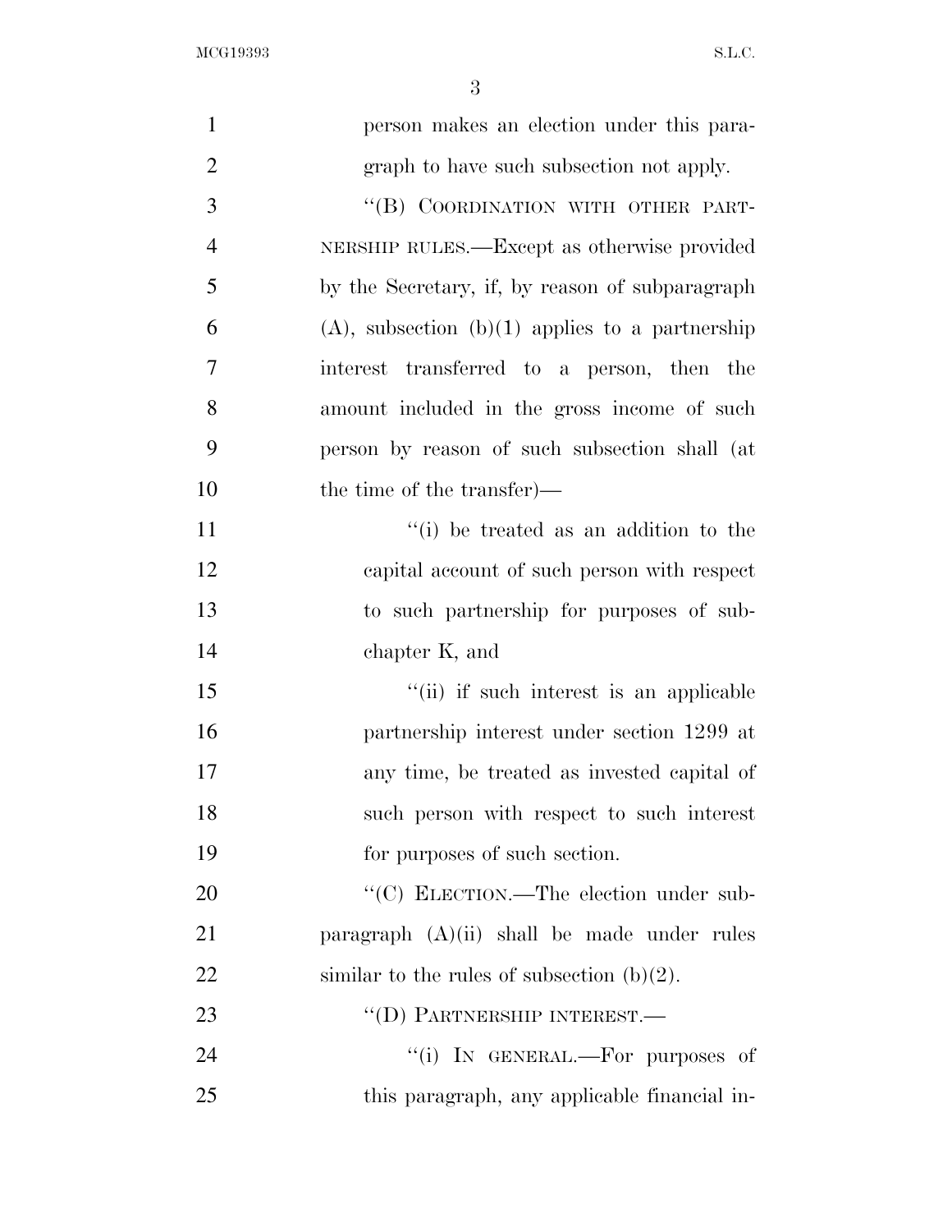person makes an election under this paragraph to have such subsection not apply.

"(B) COORDINATION WITH OTHER PARTNERSHIP RULES.—Except as otherwise provided by the Secretary, if, by reason of subparagraph (A), subsection (b)(1) applies to a partnership interest transferred to a person, then the amount included in the gross income of such person by reason of such subsection shall (at the time of the transfer)—

"(i) be treated as an addition to the capital account of such person with respect to such partnership for purposes of subchapter K, and

"(ii) if such interest is an applicable partnership interest under section 1299 at any time, be treated as invested capital of such person with respect to such interest for purposes of such section.

"(C) ELECTION.—The election under subparagraph (A)(ii) shall be made under rules similar to the rules of subsection (b)(2).

"(D) PARTNERSHIP INTEREST.—

"(i) IN GENERAL.—For purposes of this paragraph, any applicable financial in-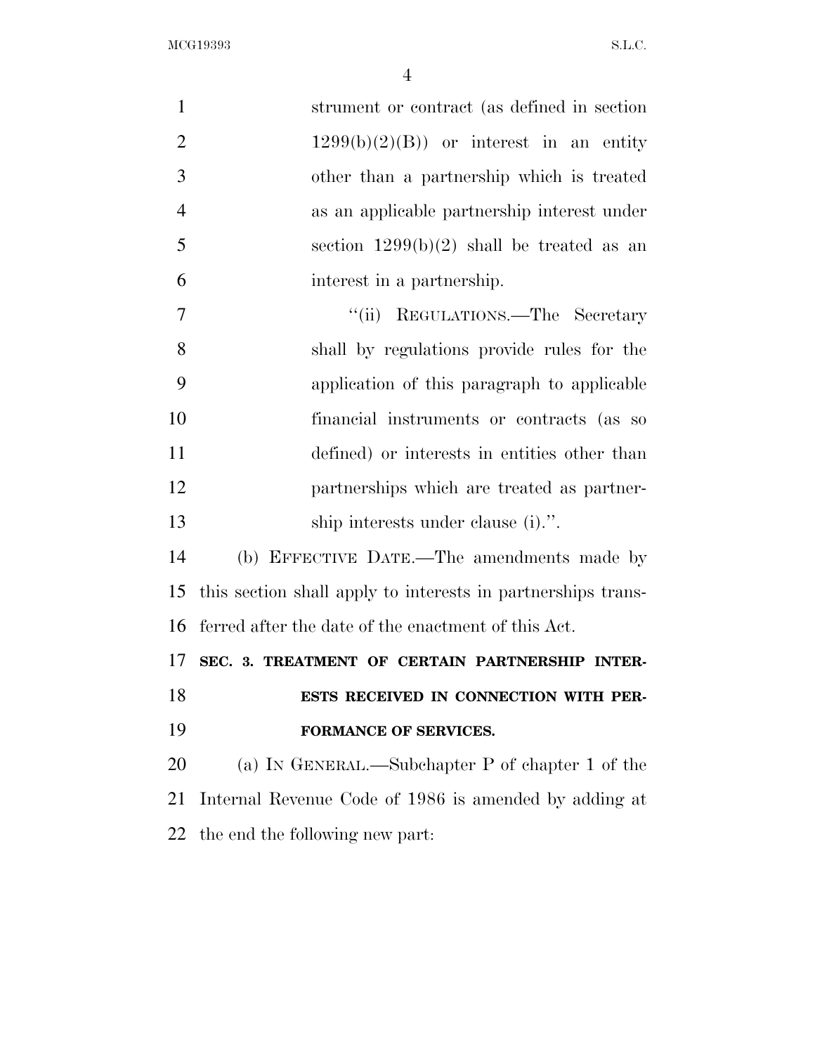strument or contract (as defined in section 1299(b)(2)(B)) or interest in an entity other than a partnership which is treated as an applicable partnership interest under section 1299(b)(2) shall be treated as an interest in a partnership.

"(ii) REGULATIONS.—The Secretary shall by regulations provide rules for the application of this paragraph to applicable financial instruments or contracts (as so defined) or interests in entities other than partnerships which are treated as partnership interests under clause (i).".

(b) EFFECTIVE DATE.—The amendments made by this section shall apply to interests in partnerships transferred after the date of the enactment of this Act.

**SEC. 3. TREATMENT OF CERTAIN PARTNERSHIP INTERESTS RECEIVED IN CONNECTION WITH PERFORMANCE OF SERVICES.**

(a) IN GENERAL.—Subchapter P of chapter 1 of the Internal Revenue Code of 1986 is amended by adding at the end the following new part: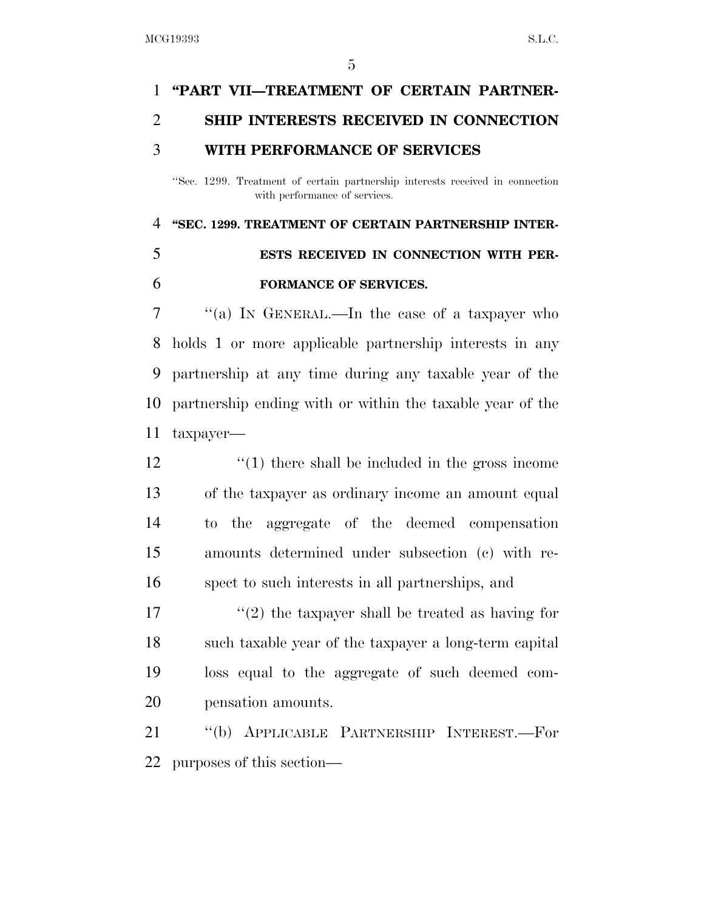## "PART VII—TREATMENT OF CERTAIN PARTNERSHIP INTERESTS RECEIVED IN CONNECTION WITH PERFORMANCE OF SERVICES

"Sec. 1299. Treatment of certain partnership interests received in connection with performance of services.

### "SEC. 1299. TREATMENT OF CERTAIN PARTNERSHIP INTERESTS RECEIVED IN CONNECTION WITH PERFORMANCE OF SERVICES.

"(a) IN GENERAL.—In the case of a taxpayer who holds 1 or more applicable partnership interests in any partnership at any time during any taxable year of the partnership ending with or within the taxable year of the taxpayer—

"(1) there shall be included in the gross income of the taxpayer as ordinary income an amount equal to the aggregate of the deemed compensation amounts determined under subsection (c) with respect to such interests in all partnerships, and

"(2) the taxpayer shall be treated as having for such taxable year of the taxpayer a long-term capital loss equal to the aggregate of such deemed compensation amounts.

"(b) APPLICABLE PARTNERSHIP INTEREST.—For purposes of this section—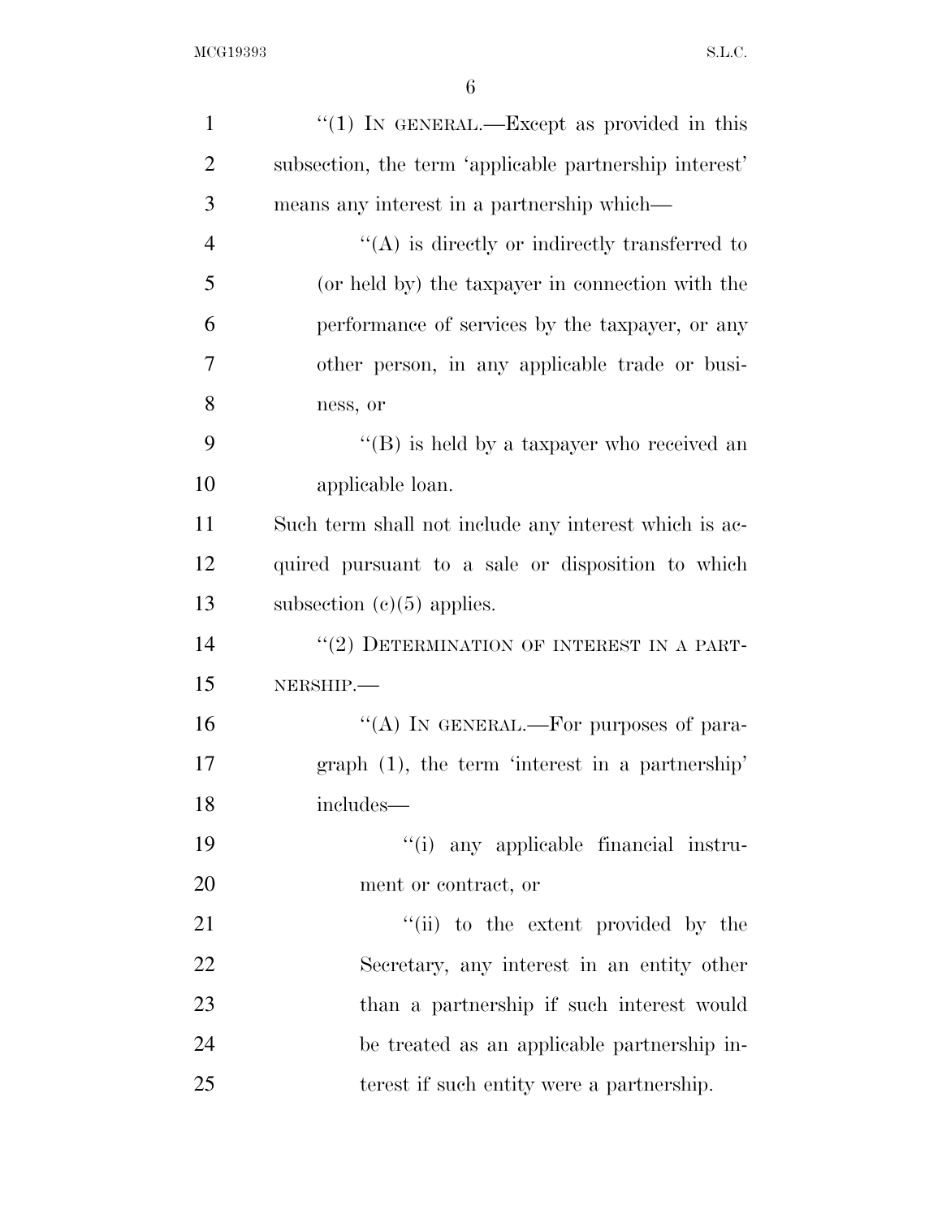"(1) IN GENERAL.—Except as provided in this subsection, the term 'applicable partnership interest' means any interest in a partnership which—

"(A) is directly or indirectly transferred to (or held by) the taxpayer in connection with the performance of services by the taxpayer, or any other person, in any applicable trade or business, or

"(B) is held by a taxpayer who received an applicable loan.

Such term shall not include any interest which is acquired pursuant to a sale or disposition to which subsection (c)(5) applies.

"(2) DETERMINATION OF INTEREST IN A PARTNERSHIP.—

"(A) IN GENERAL.—For purposes of paragraph (1), the term 'interest in a partnership' includes—

"(i) any applicable financial instrument or contract, or

"(ii) to the extent provided by the Secretary, any interest in an entity other than a partnership if such interest would be treated as an applicable partnership interest if such entity were a partnership.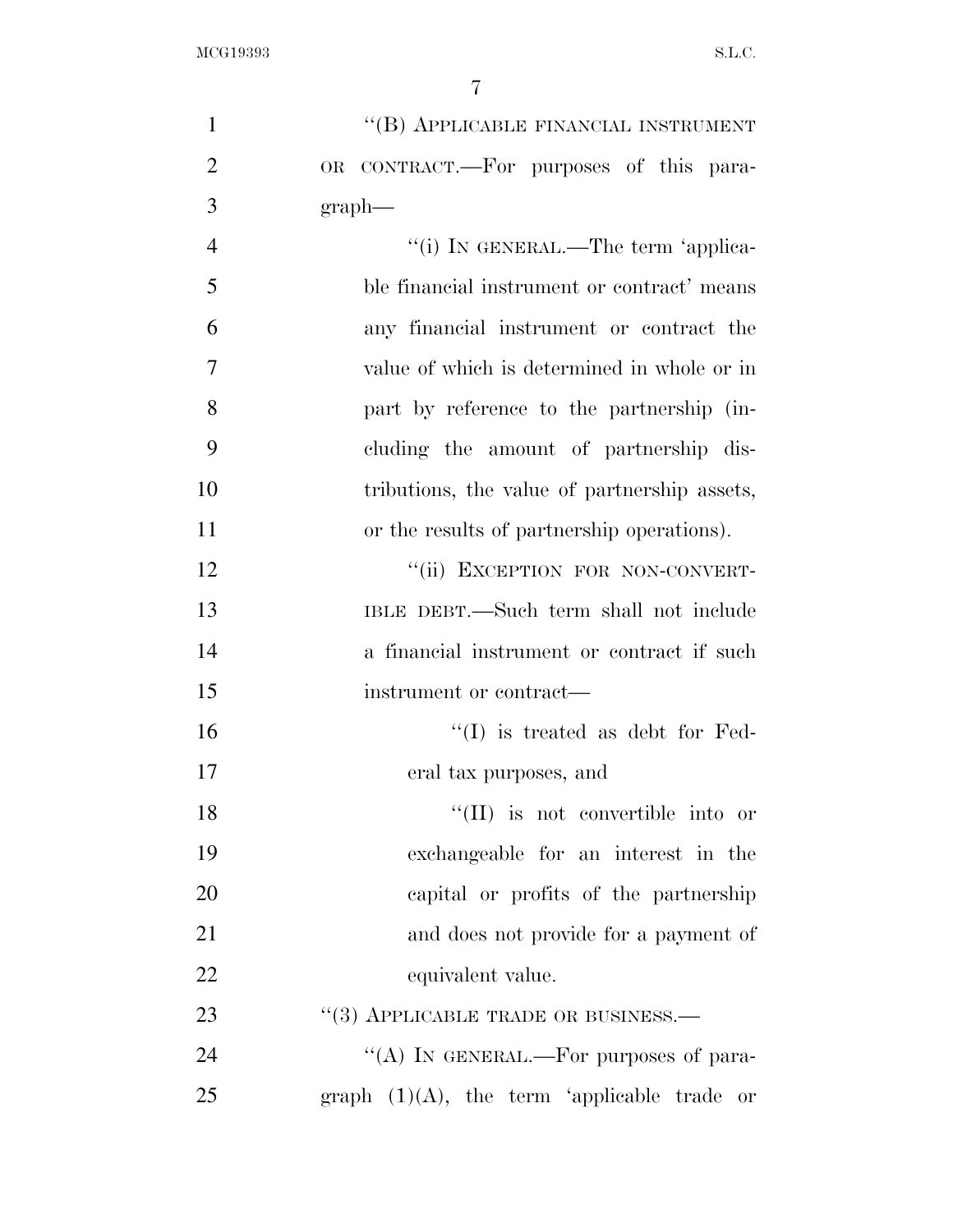"(B) APPLICABLE FINANCIAL INSTRUMENT OR CONTRACT.—For purposes of this paragraph—

"(i) IN GENERAL.—The term 'applicable financial instrument or contract' means any financial instrument or contract the value of which is determined in whole or in part by reference to the partnership (including the amount of partnership distributions, the value of partnership assets, or the results of partnership operations).

"(ii) EXCEPTION FOR NON-CONVERTIBLE DEBT.—Such term shall not include a financial instrument or contract if such instrument or contract—

"(I) is treated as debt for Federal tax purposes, and

"(II) is not convertible into or exchangeable for an interest in the capital or profits of the partnership and does not provide for a payment of equivalent value.

"(3) APPLICABLE TRADE OR BUSINESS.—

"(A) IN GENERAL.—For purposes of paragraph (1)(A), the term 'applicable trade or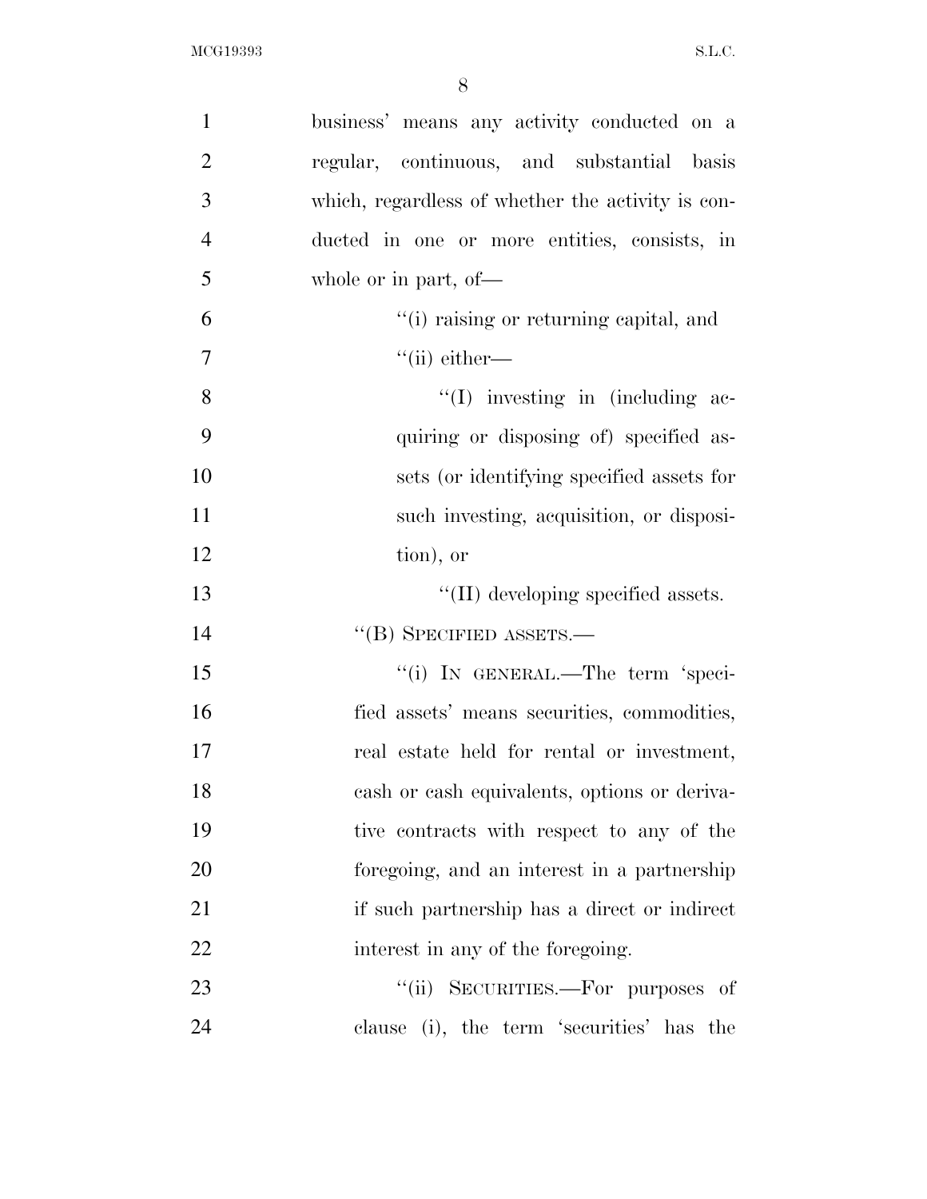business' means any activity conducted on a regular, continuous, and substantial basis which, regardless of whether the activity is conducted in one or more entities, consists, in whole or in part, of—

"(i) raising or returning capital, and

"(ii) either—

"(I) investing in (including acquiring or disposing of) specified assets (or identifying specified assets for such investing, acquisition, or disposition), or

"(II) developing specified assets.

"(B) SPECIFIED ASSETS.—

"(i) IN GENERAL.—The term 'specified assets' means securities, commodities, real estate held for rental or investment, cash or cash equivalents, options or derivative contracts with respect to any of the foregoing, and an interest in a partnership if such partnership has a direct or indirect interest in any of the foregoing.

"(ii) SECURITIES.—For purposes of clause (i), the term 'securities' has the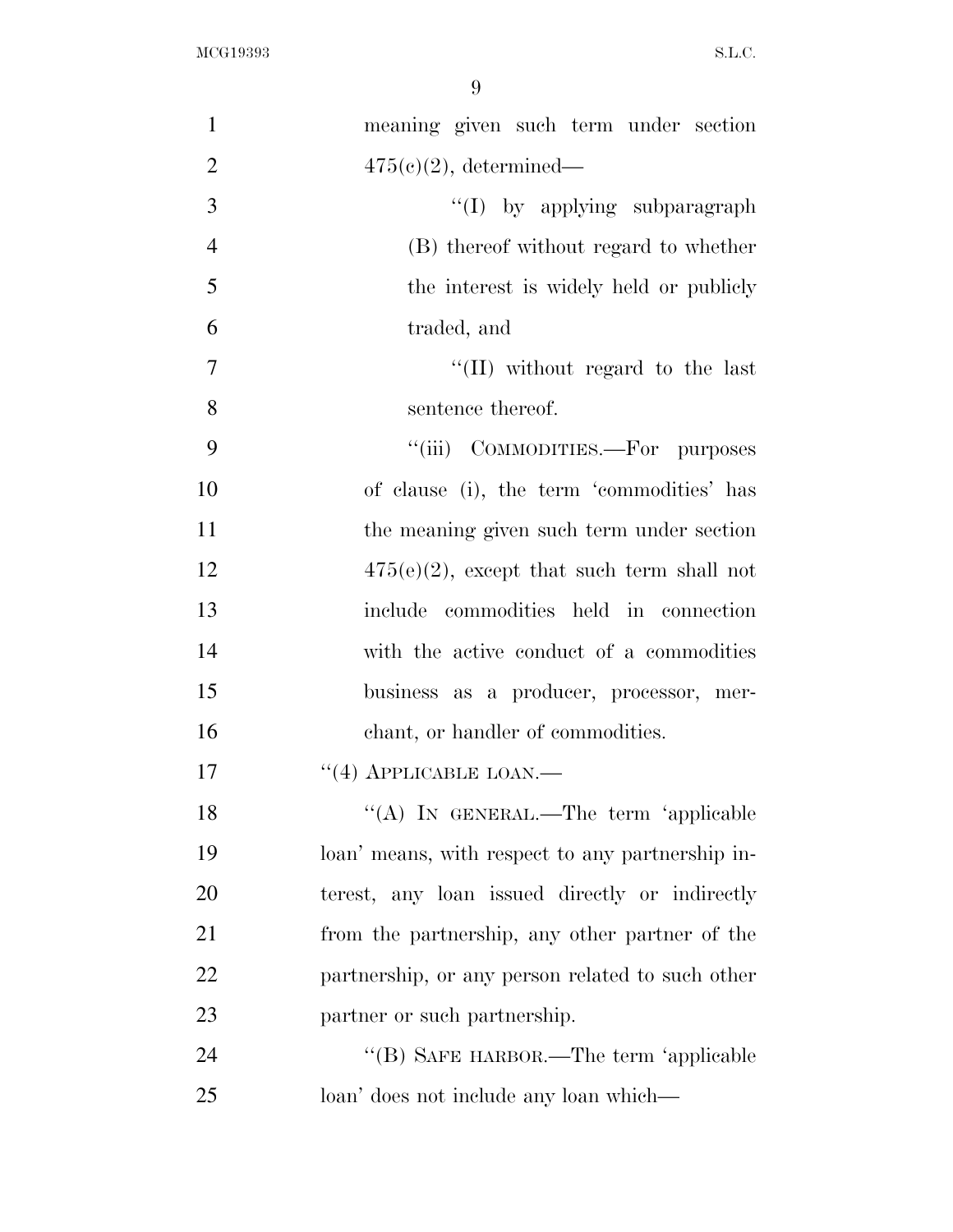meaning given such term under section 475(c)(2), determined—

"(I) by applying subparagraph (B) thereof without regard to whether the interest is widely held or publicly traded, and

"(II) without regard to the last sentence thereof.

"(iii) COMMODITIES.—For purposes of clause (i), the term 'commodities' has the meaning given such term under section 475(e)(2), except that such term shall not include commodities held in connection with the active conduct of a commodities business as a producer, processor, merchant, or handler of commodities.

"(4) APPLICABLE LOAN.—

"(A) IN GENERAL.—The term 'applicable loan' means, with respect to any partnership interest, any loan issued directly or indirectly from the partnership, any other partner of the partnership, or any person related to such other partner or such partnership.

"(B) SAFE HARBOR.—The term 'applicable loan' does not include any loan which—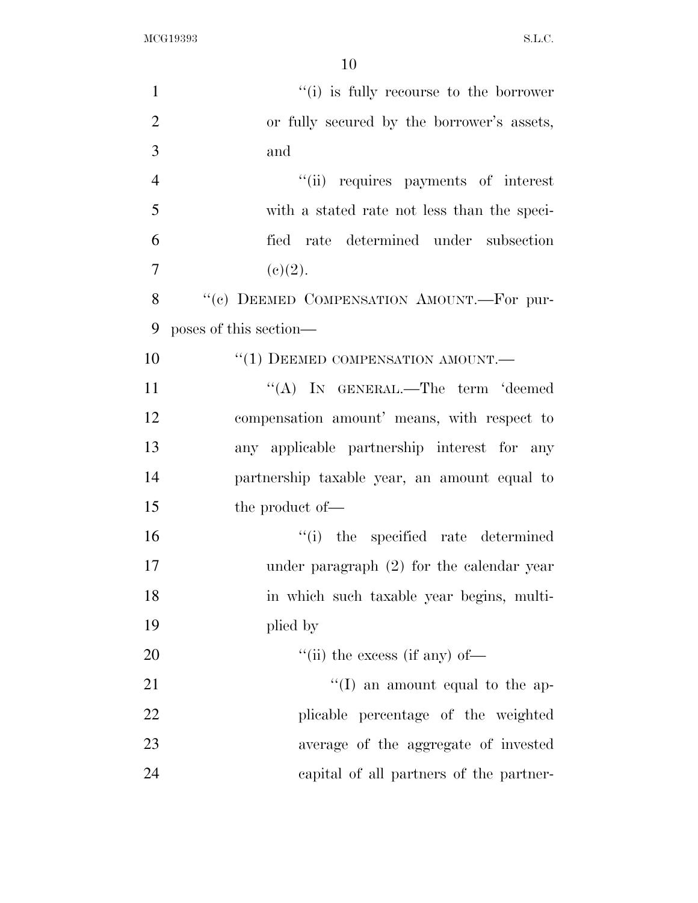"(i) is fully recourse to the borrower or fully secured by the borrower's assets, and

"(ii) requires payments of interest with a stated rate not less than the specified rate determined under subsection (c)(2).

"(c) DEEMED COMPENSATION AMOUNT.—For purposes of this section—

"(1) DEEMED COMPENSATION AMOUNT.—

"(A) IN GENERAL.—The term 'deemed compensation amount' means, with respect to any applicable partnership interest for any partnership taxable year, an amount equal to the product of—

"(i) the specified rate determined under paragraph (2) for the calendar year in which such taxable year begins, multiplied by

"(ii) the excess (if any) of—

"(I) an amount equal to the applicable percentage of the weighted average of the aggregate of invested capital of all partners of the partner-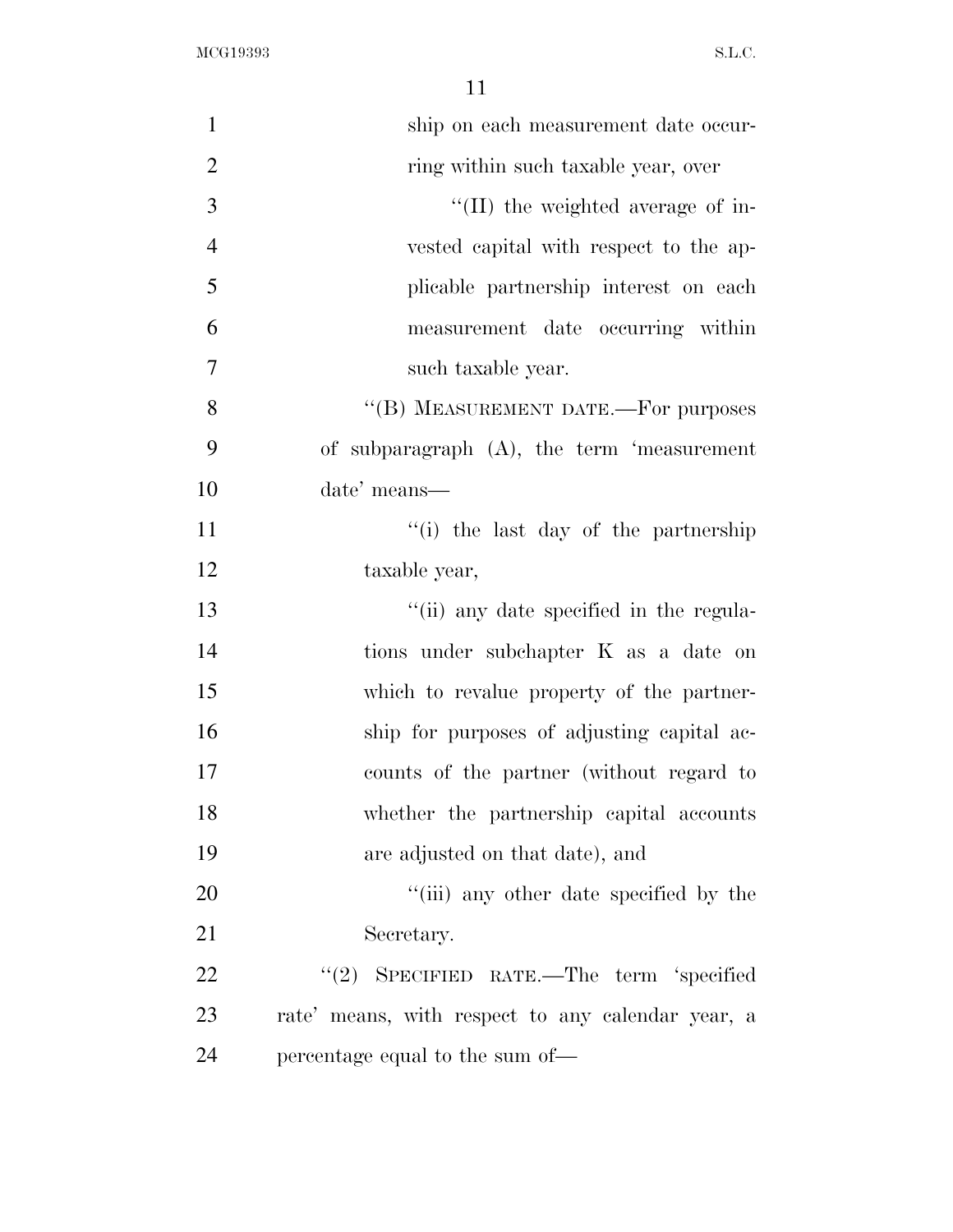ship on each measurement date occurring within such taxable year, over

''(II) the weighted average of invested capital with respect to the applicable partnership interest on each measurement date occurring within such taxable year.

''(B) MEASUREMENT DATE.—For purposes of subparagraph (A), the term 'measurement date' means—

''(i) the last day of the partnership taxable year,

''(ii) any date specified in the regulations under subchapter K as a date on which to revalue property of the partnership for purposes of adjusting capital accounts of the partner (without regard to whether the partnership capital accounts are adjusted on that date), and

''(iii) any other date specified by the Secretary.

''(2) SPECIFIED RATE.—The term 'specified rate' means, with respect to any calendar year, a percentage equal to the sum of—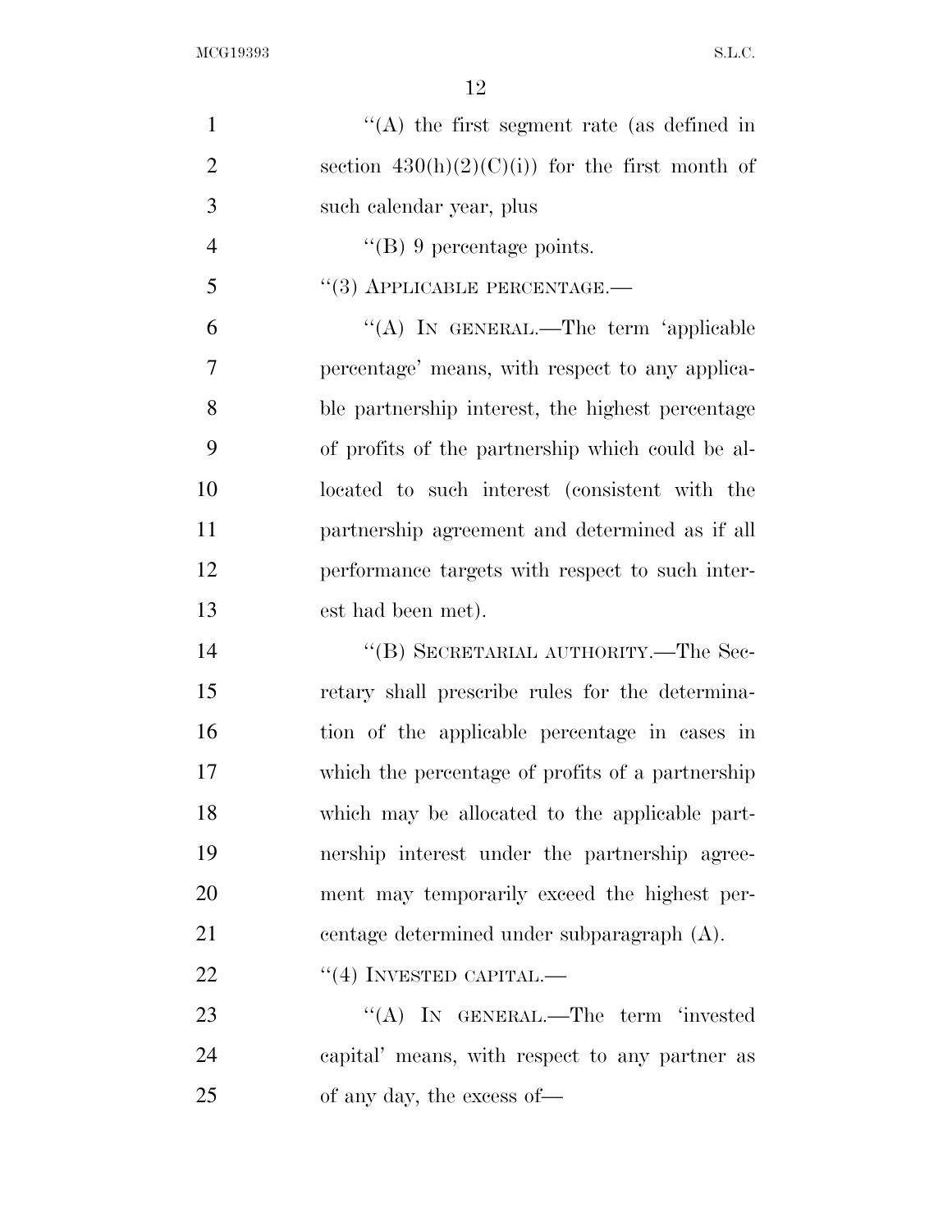"(A) the first segment rate (as defined in section 430(h)(2)(C)(i)) for the first month of such calendar year, plus

"(B) 9 percentage points.

"(3) APPLICABLE PERCENTAGE.—

"(A) IN GENERAL.—The term 'applicable percentage' means, with respect to any applicable partnership interest, the highest percentage of profits of the partnership which could be allocated to such interest (consistent with the partnership agreement and determined as if all performance targets with respect to such interest had been met).

"(B) SECRETARIAL AUTHORITY.—The Secretary shall prescribe rules for the determination of the applicable percentage in cases in which the percentage of profits of a partnership which may be allocated to the applicable partnership interest under the partnership agreement may temporarily exceed the highest percentage determined under subparagraph (A).

"(4) INVESTED CAPITAL.—

"(A) IN GENERAL.—The term 'invested capital' means, with respect to any partner as of any day, the excess of—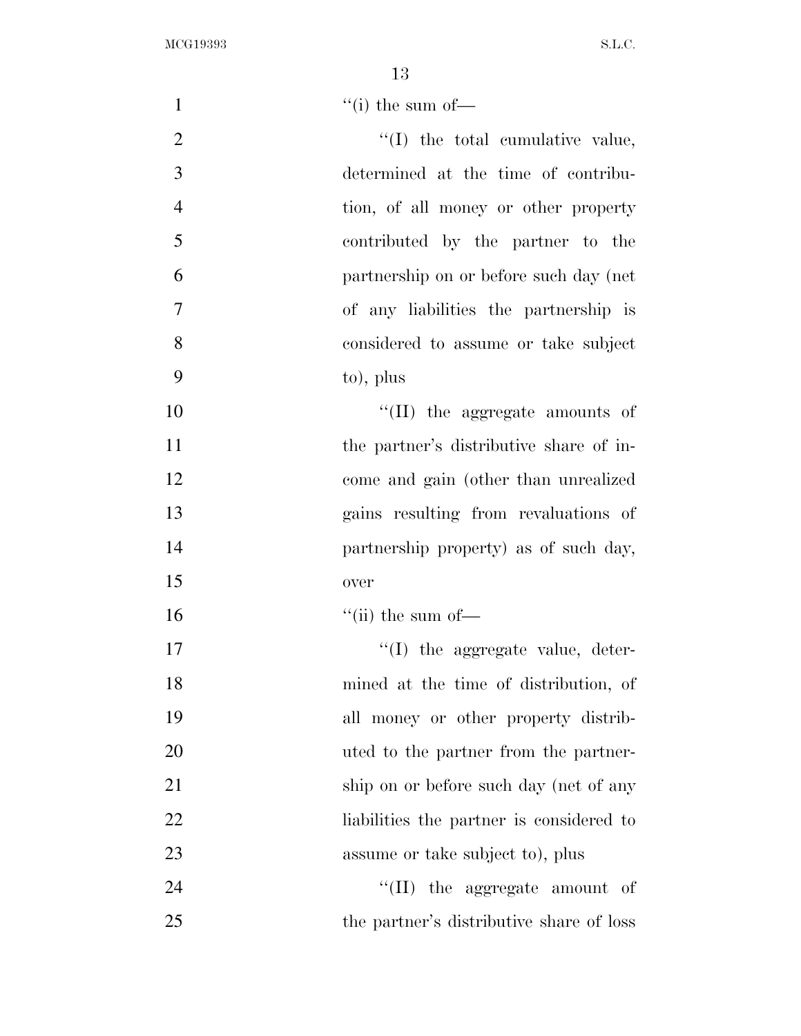''(i) the sum of—

''(I) the total cumulative value, determined at the time of contribution, of all money or other property contributed by the partner to the partnership on or before such day (net of any liabilities the partnership is considered to assume or take subject to), plus

''(II) the aggregate amounts of the partner's distributive share of income and gain (other than unrealized gains resulting from revaluations of partnership property) as of such day, over

''(ii) the sum of—

''(I) the aggregate value, determined at the time of distribution, of all money or other property distributed to the partner from the partnership on or before such day (net of any liabilities the partner is considered to assume or take subject to), plus

''(II) the aggregate amount of the partner's distributive share of loss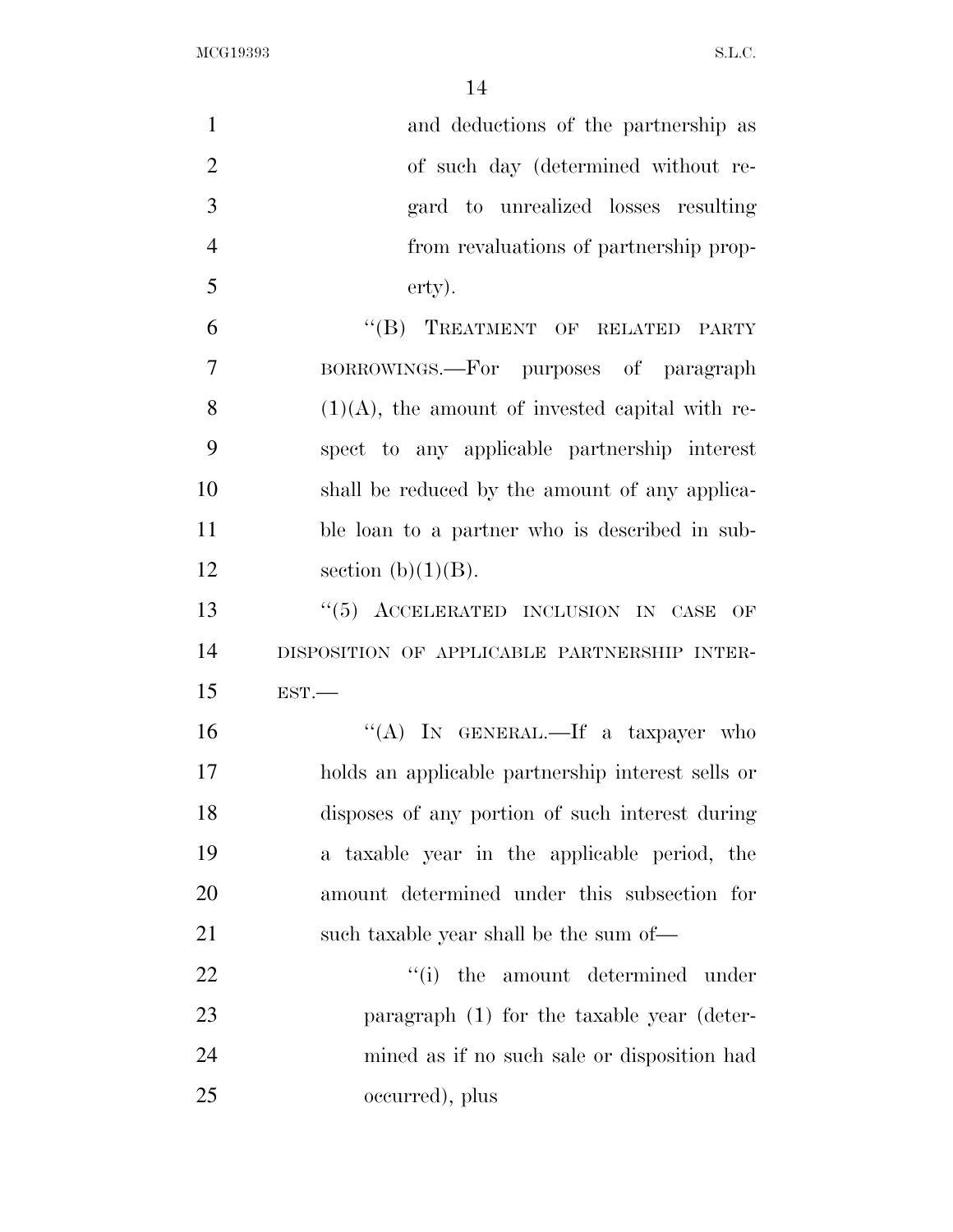and deductions of the partnership as of such day (determined without regard to unrealized losses resulting from revaluations of partnership property).

"(B) TREATMENT OF RELATED PARTY BORROWINGS.—For purposes of paragraph (1)(A), the amount of invested capital with respect to any applicable partnership interest shall be reduced by the amount of any applicable loan to a partner who is described in subsection (b)(1)(B).

"(5) ACCELERATED INCLUSION IN CASE OF DISPOSITION OF APPLICABLE PARTNERSHIP INTEREST.—

"(A) IN GENERAL.—If a taxpayer who holds an applicable partnership interest sells or disposes of any portion of such interest during a taxable year in the applicable period, the amount determined under this subsection for such taxable year shall be the sum of—

"(i) the amount determined under paragraph (1) for the taxable year (determined as if no such sale or disposition had occurred), plus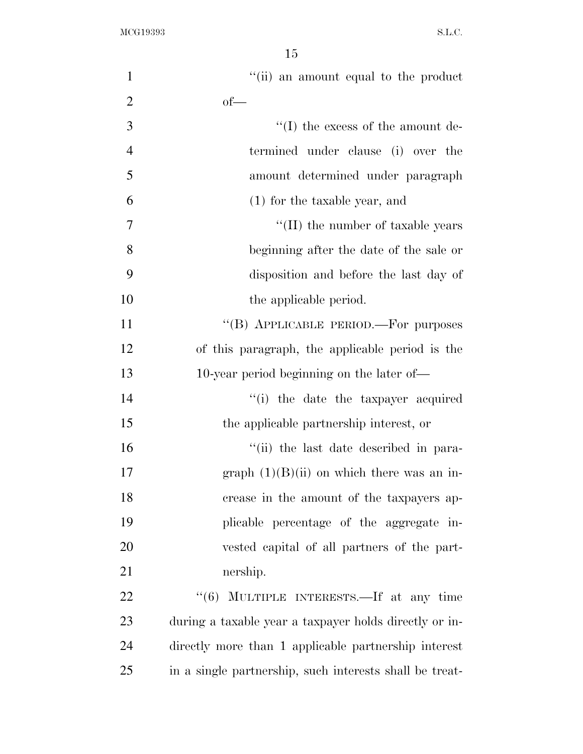''(ii) an amount equal to the product of—

''(I) the excess of the amount determined under clause (i) over the amount determined under paragraph (1) for the taxable year, and

''(II) the number of taxable years beginning after the date of the sale or disposition and before the last day of the applicable period.

''(B) APPLICABLE PERIOD.—For purposes of this paragraph, the applicable period is the 10-year period beginning on the later of—

''(i) the date the taxpayer acquired the applicable partnership interest, or

''(ii) the last date described in paragraph (1)(B)(ii) on which there was an increase in the amount of the taxpayers applicable percentage of the aggregate invested capital of all partners of the partnership.

''(6) MULTIPLE INTERESTS.—If at any time during a taxable year a taxpayer holds directly or indirectly more than 1 applicable partnership interest in a single partnership, such interests shall be treat-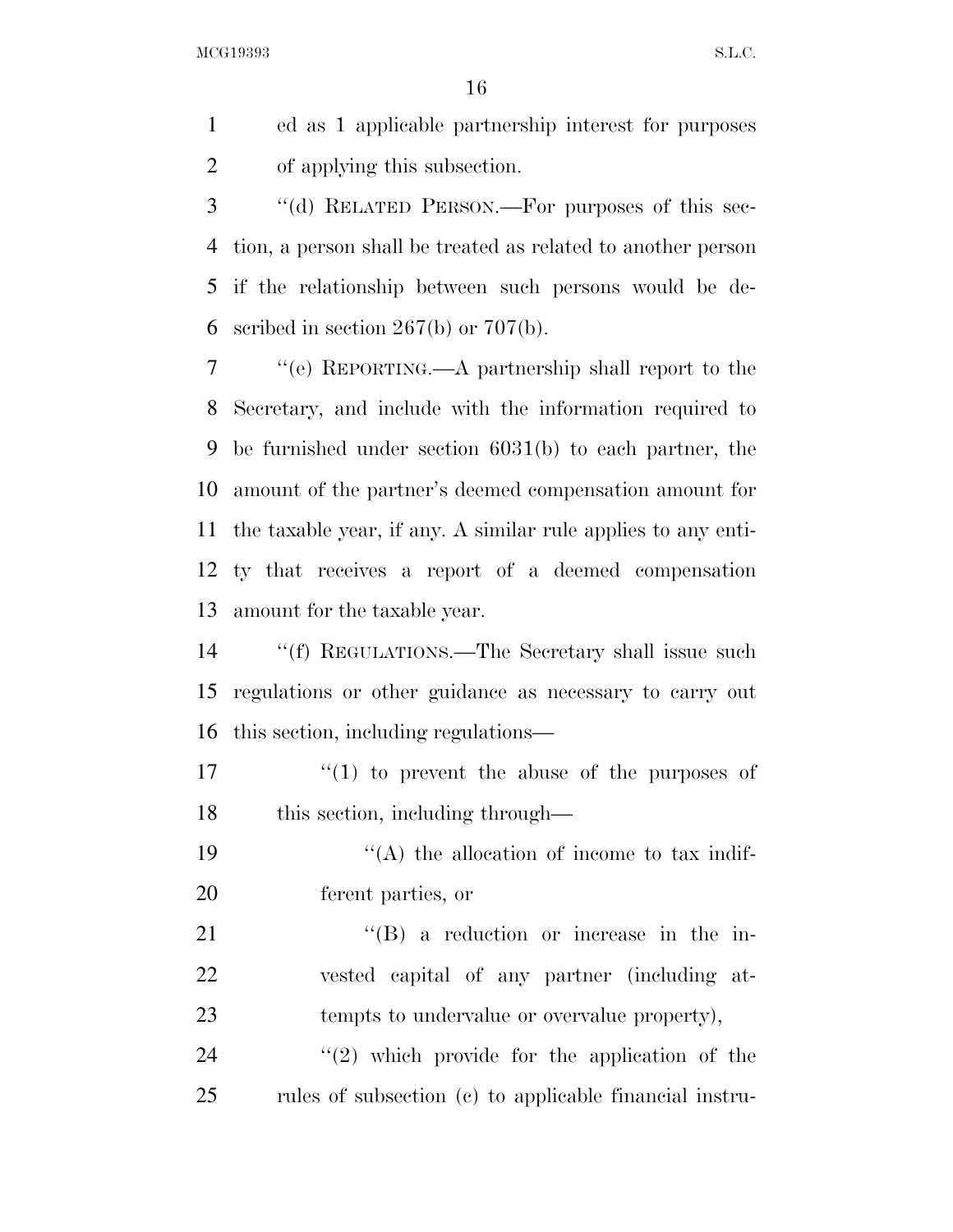ed as 1 applicable partnership interest for purposes of applying this subsection.

"(d) RELATED PERSON.—For purposes of this section, a person shall be treated as related to another person if the relationship between such persons would be described in section 267(b) or 707(b).

"(e) REPORTING.—A partnership shall report to the Secretary, and include with the information required to be furnished under section 6031(b) to each partner, the amount of the partner's deemed compensation amount for the taxable year, if any. A similar rule applies to any entity that receives a report of a deemed compensation amount for the taxable year.

"(f) REGULATIONS.—The Secretary shall issue such regulations or other guidance as necessary to carry out this section, including regulations—

"(1) to prevent the abuse of the purposes of this section, including through—

"(A) the allocation of income to tax indifferent parties, or

"(B) a reduction or increase in the invested capital of any partner (including attempts to undervalue or overvalue property),

"(2) which provide for the application of the rules of subsection (c) to applicable financial instru-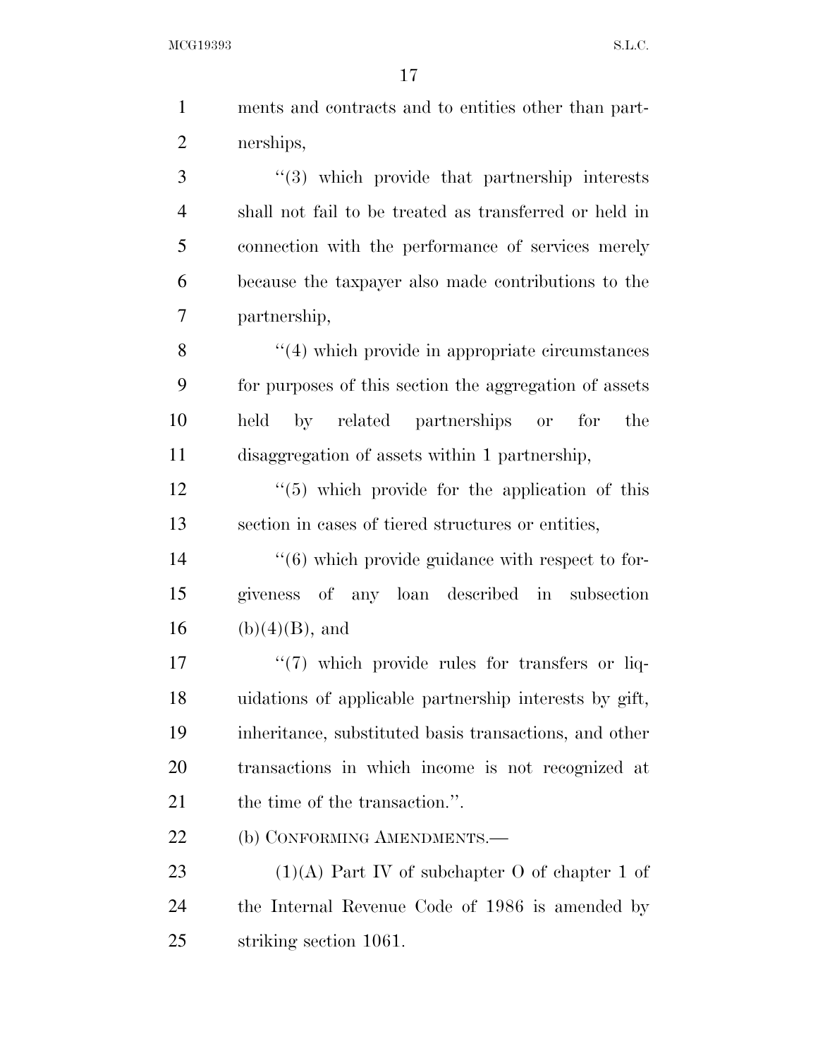ments and contracts and to entities other than partnerships,

''(3) which provide that partnership interests shall not fail to be treated as transferred or held in connection with the performance of services merely because the taxpayer also made contributions to the partnership,

''(4) which provide in appropriate circumstances for purposes of this section the aggregation of assets held by related partnerships or for the disaggregation of assets within 1 partnership,

''(5) which provide for the application of this section in cases of tiered structures or entities,

''(6) which provide guidance with respect to forgiveness of any loan described in subsection (b)(4)(B), and

''(7) which provide rules for transfers or liquidations of applicable partnership interests by gift, inheritance, substituted basis transactions, and other transactions in which income is not recognized at the time of the transaction.''.

(b) CONFORMING AMENDMENTS.—

(1)(A) Part IV of subchapter O of chapter 1 of the Internal Revenue Code of 1986 is amended by striking section 1061.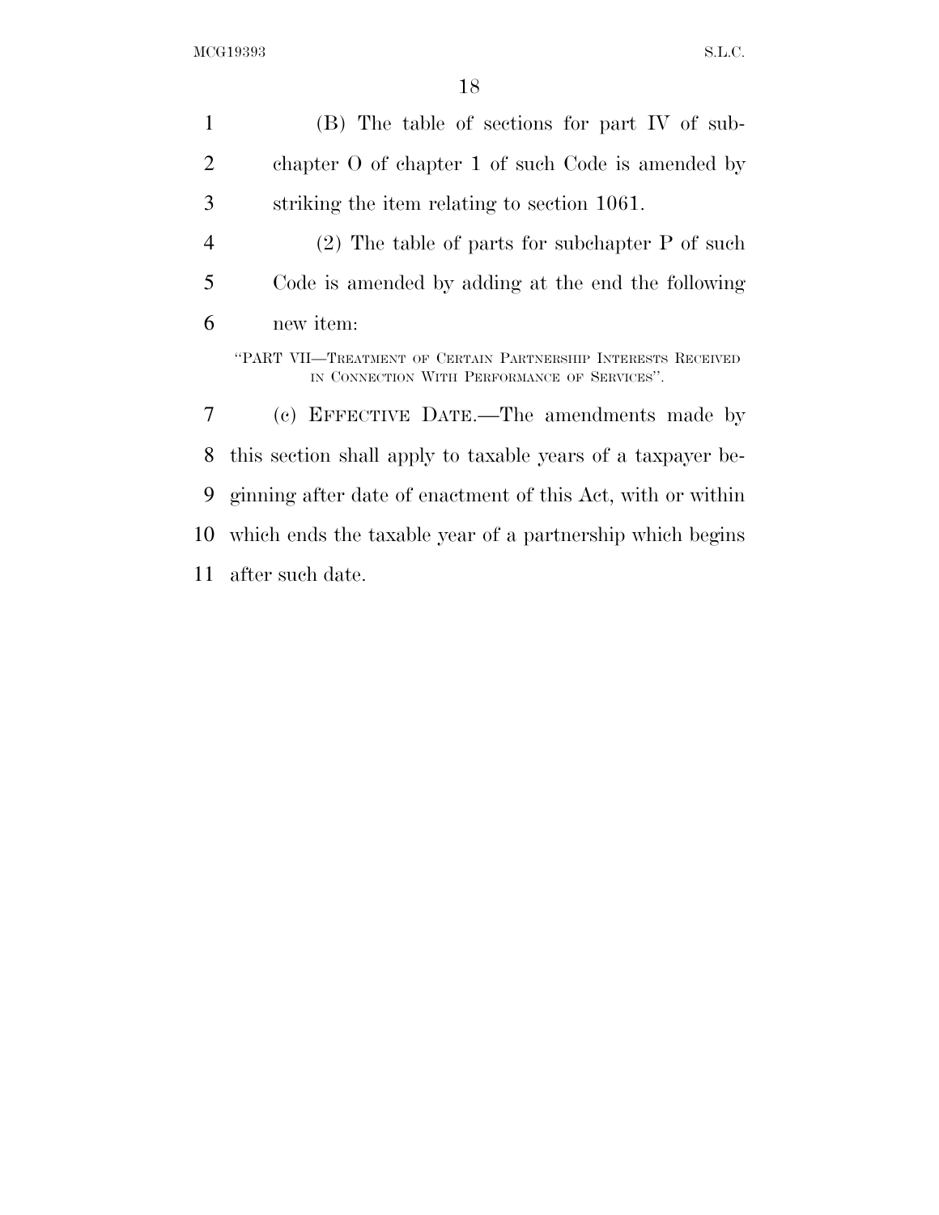(B) The table of sections for part IV of subchapter O of chapter 1 of such Code is amended by striking the item relating to section 1061.

(2) The table of parts for subchapter P of such Code is amended by adding at the end the following new item:

"PART VII—TREATMENT OF CERTAIN PARTNERSHIP INTERESTS RECEIVED IN CONNECTION WITH PERFORMANCE OF SERVICES".

(c) EFFECTIVE DATE.—The amendments made by this section shall apply to taxable years of a taxpayer beginning after date of enactment of this Act, with or within which ends the taxable year of a partnership which begins after such date.